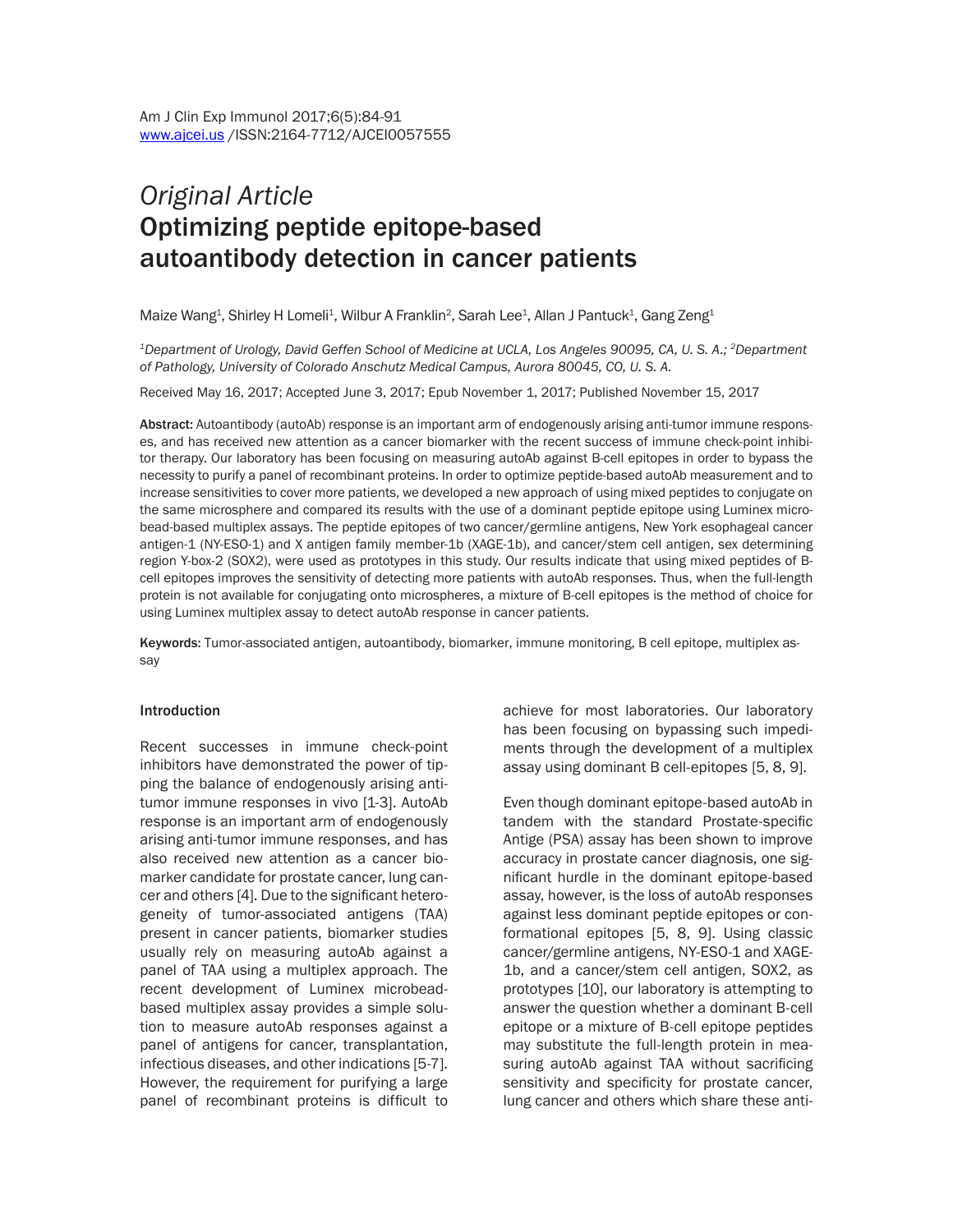*Original Article*

# Optimizing peptide epitope-based autoantibody detection in cancer patients

Maize Wang[1], Shirley H Lomeli[1], Wilbur A Franklin[2], Sarah Lee[1], Allan J Pantuck[1], Gang Zeng[1]

[1]*Department of Urology, David Geffen School of Medicine at UCLA, Los Angeles 90095, CA, U. S. A.;* [2]*Department of Pathology, University of Colorado Anschutz Medical Campus, Aurora 80045, CO, U. S. A.*

Received May 16, 2017; Accepted June 3, 2017; Epub November 1, 2017; Published November 15, 2017

**Abstract:** Autoantibody (autoAb) response is an important arm of endogenously arising anti-tumor immune responses, and has received new attention as a cancer biomarker with the recent success of immune check-point inhibitor therapy. Our laboratory has been focusing on measuring autoAb against B-cell epitopes in order to bypass the necessity to purify a panel of recombinant proteins. In order to optimize peptide-based autoAb measurement and to increase sensitivities to cover more patients, we developed a new approach of using mixed peptides to conjugate on the same microsphere and compared its results with the use of a dominant peptide epitope using Luminex microbead-based multiplex assays. The peptide epitopes of two cancer/germline antigens, New York esophageal cancer antigen-1 (NY-ESO-1) and X antigen family member-1b (XAGE-1b), and cancer/stem cell antigen, sex determining region Y-box-2 (SOX2), were used as prototypes in this study. Our results indicate that using mixed peptides of B-cell epitopes improves the sensitivity of detecting more patients with autoAb responses. Thus, when the full-length protein is not available for conjugating onto microspheres, a mixture of B-cell epitopes is the method of choice for using Luminex multiplex assay to detect autoAb response in cancer patients.

**Keywords:** Tumor-associated antigen, autoantibody, biomarker, immune monitoring, B cell epitope, multiplex assay

## Introduction

Recent successes in immune check-point inhibitors have demonstrated the power of tipping the balance of endogenously arising anti-tumor immune responses in vivo [1-3]. AutoAb response is an important arm of endogenously arising anti-tumor immune responses, and has also received new attention as a cancer biomarker candidate for prostate cancer, lung cancer and others [4]. Due to the significant heterogeneity of tumor-associated antigens (TAA) present in cancer patients, biomarker studies usually rely on measuring autoAb against a panel of TAA using a multiplex approach. The recent development of Luminex microbead-based multiplex assay provides a simple solution to measure autoAb responses against a panel of antigens for cancer, transplantation, infectious diseases, and other indications [5-7]. However, the requirement for purifying a large panel of recombinant proteins is difficult to achieve for most laboratories. Our laboratory has been focusing on bypassing such impediments through the development of a multiplex assay using dominant B cell-epitopes [5, 8, 9].

Even though dominant epitope-based autoAb in tandem with the standard Prostate-specific Antige (PSA) assay has been shown to improve accuracy in prostate cancer diagnosis, one significant hurdle in the dominant epitope-based assay, however, is the loss of autoAb responses against less dominant peptide epitopes or conformational epitopes [5, 8, 9]. Using classic cancer/germline antigens, NY-ESO-1 and XAGE-1b, and cancer/stem cell antigen, SOX2, as prototypes [10], our laboratory is attempting to answer the question whether a dominant B-cell epitope or a mixture of B-cell epitope peptides may substitute the full-length protein in measuring autoAb against TAA without sacrificing sensitivity and specificity for prostate cancer, lung cancer and others which share these anti-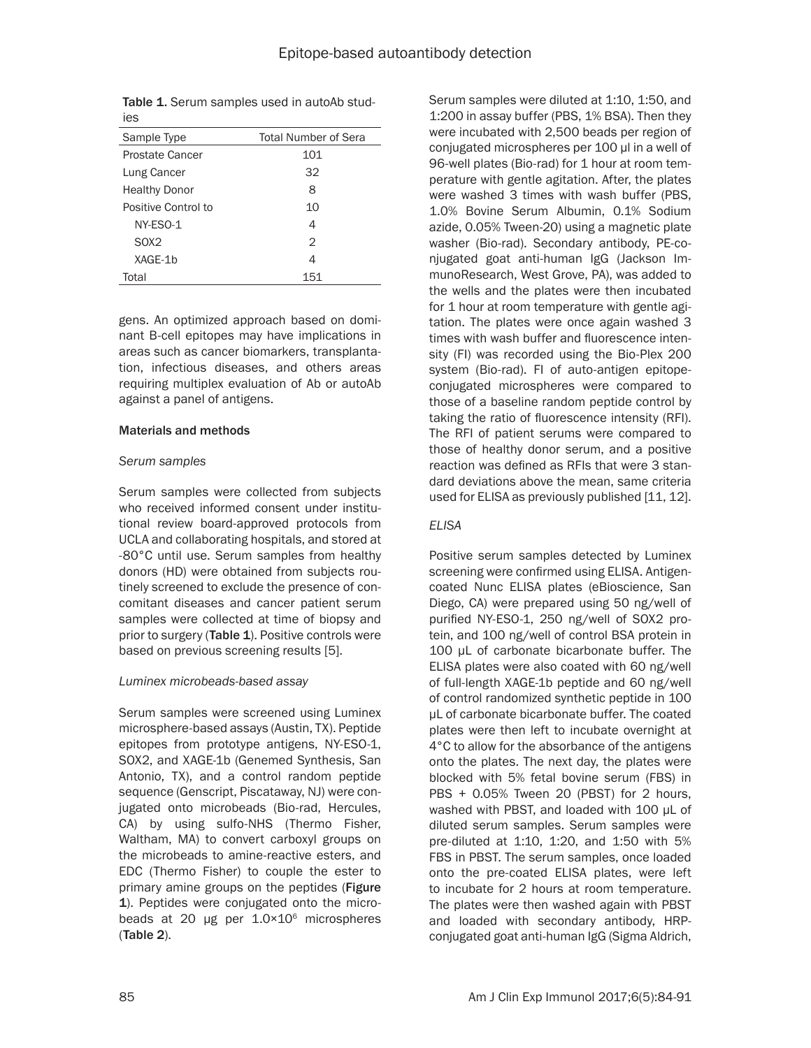Table 1. Serum samples used in autoAb studies

| Sample Type | Total Number of Sera |
|---|---|
| Prostate Cancer | 101 |
| Lung Cancer | 32 |
| Healthy Donor | 8 |
| Positive Control to | 10 |
| NY-ESO-1 | 4 |
| SOX2 | 2 |
| XAGE-1b | 4 |
| Total | 151 |

gens. An optimized approach based on dominant B-cell epitopes may have implications in areas such as cancer biomarkers, transplantation, infectious diseases, and others areas requiring multiplex evaluation of Ab or autoAb against a panel of antigens.

## Materials and methods

### *Serum samples*

Serum samples were collected from subjects who received informed consent under institutional review board-approved protocols from UCLA and collaborating hospitals, and stored at -80°C until use. Serum samples from healthy donors (HD) were obtained from subjects routinely screened to exclude the presence of concomitant diseases and cancer patient serum samples were collected at time of biopsy and prior to surgery (**Table 1**). Positive controls were based on previous screening results [5].

### *Luminex microbeads-based assay*

Serum samples were screened using Luminex microsphere-based assays (Austin, TX). Peptide epitopes from prototype antigens, NY-ESO-1, SOX2, and XAGE-1b (Genemed Synthesis, San Antonio, TX), and a control random peptide sequence (Genscript, Piscataway, NJ) were conjugated onto microbeads (Bio-rad, Hercules, CA) by using sulfo-NHS (Thermo Fisher, Waltham, MA) to convert carboxyl groups on the microbeads to amine-reactive esters, and EDC (Thermo Fisher) to couple the ester to primary amine groups on the peptides (**Figure 1**). Peptides were conjugated onto the microbeads at 20 μg per $1.0 \times 10^6$ microspheres (**Table 2**).

Serum samples were diluted at 1:10, 1:50, and 1:200 in assay buffer (PBS, 1% BSA). Then they were incubated with 2,500 beads per region of conjugated microspheres per 100 μl in a well of 96-well plates (Bio-rad) for 1 hour at room temperature with gentle agitation. After, the plates were washed 3 times with wash buffer (PBS, 1.0% Bovine Serum Albumin, 0.1% Sodium azide, 0.05% Tween-20) using a magnetic plate washer (Bio-rad). Secondary antibody, PE-conjugated goat anti-human IgG (Jackson ImmunoResearch, West Grove, PA), was added to the wells and the plates were then incubated for 1 hour at room temperature with gentle agitation. The plates were once again washed 3 times with wash buffer and fluorescence intensity (FI) was recorded using the Bio-Plex 200 system (Bio-rad). FI of auto-antigen epitope-conjugated microspheres were compared to those of a baseline random peptide control by taking the ratio of fluorescence intensity (RFI). The RFI of patient serums were compared to those of healthy donor serum, and a positive reaction was defined as RFIs that were 3 standard deviations above the mean, same criteria used for ELISA as previously published [11, 12].

### *ELISA*

Positive serum samples detected by Luminex screening were confirmed using ELISA. Antigen-coated Nunc ELISA plates (eBioscience, San Diego, CA) were prepared using 50 ng/well of purified NY-ESO-1, 250 ng/well of SOX2 protein, and 100 ng/well of control BSA protein in 100 μL of carbonate bicarbonate buffer. The ELISA plates were also coated with 60 ng/well of full-length XAGE-1b peptide and 60 ng/well of control randomized synthetic peptide in 100 μL of carbonate bicarbonate buffer. The coated plates were then left to incubate overnight at 4°C to allow for the absorbance of the antigens onto the plates. The next day, the plates were blocked with 5% fetal bovine serum (FBS) in PBS + 0.05% Tween 20 (PBST) for 2 hours, washed with PBST, and loaded with 100 μL of diluted serum samples. Serum samples were pre-diluted at 1:10, 1:20, and 1:50 with 5% FBS in PBST. The serum samples, once loaded onto the pre-coated ELISA plates, were left to incubate for 2 hours at room temperature. The plates were then washed again with PBST and loaded with secondary antibody, HRP-conjugated goat anti-human IgG (Sigma Aldrich,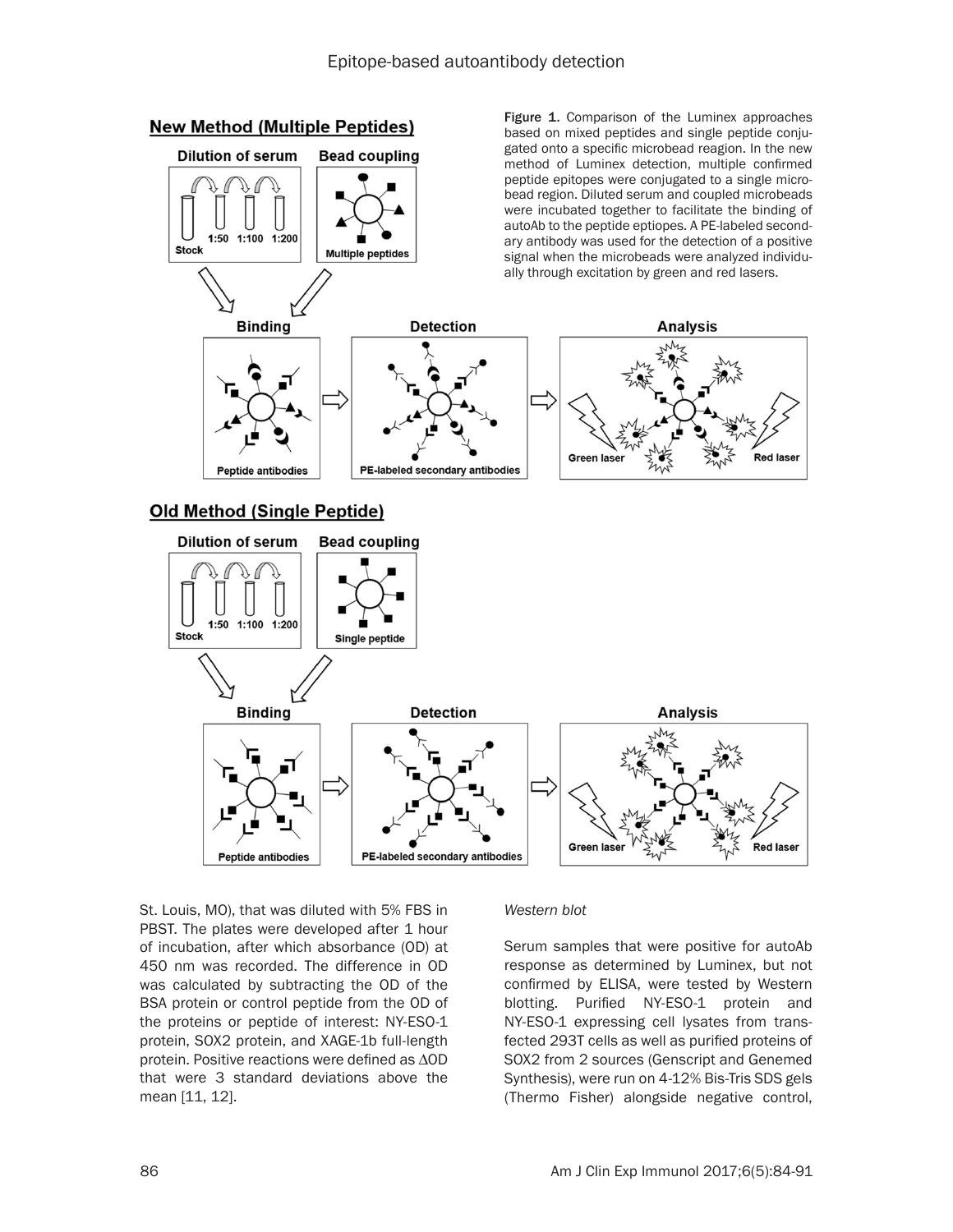Figure 1. Comparison of the Luminex approaches based on mixed peptides and single peptide conjugated onto a specific microbead reagion. In the new method of Luminex detection, multiple confirmed peptide epitopes were conjugated to a single microbead region. Diluted serum and coupled microbeads were incubated together to facilitate the binding of autoAb to the peptide epitopes. A PE-labeled secondary antibody was used for the detection of a positive signal when the microbeads were analyzed individually through excitation by green and red lasers.

St. Louis, MO), that was diluted with 5% FBS in PBST. The plates were developed after 1 hour of incubation, after which absorbance (OD) at 450 nm was recorded. The difference in OD was calculated by subtracting the OD of the BSA protein or control peptide from the OD of the proteins or peptide of interest: NY-ESO-1 protein, SOX2 protein, and XAGE-1b full-length protein. Positive reactions were defined as ΔOD that were 3 standard deviations above the mean [11, 12].

### *Western blot*

Serum samples that were positive for autoAb response as determined by Luminex, but not confirmed by ELISA, were tested by Western blotting. Purified NY-ESO-1 protein and NY-ESO-1 expressing cell lysates from transfected 293T cells as well as purified proteins of SOX2 from 2 sources (Genscript and Genemed Synthesis), were run on 4-12% Bis-Tris SDS gels (Thermo Fisher) alongside negative control,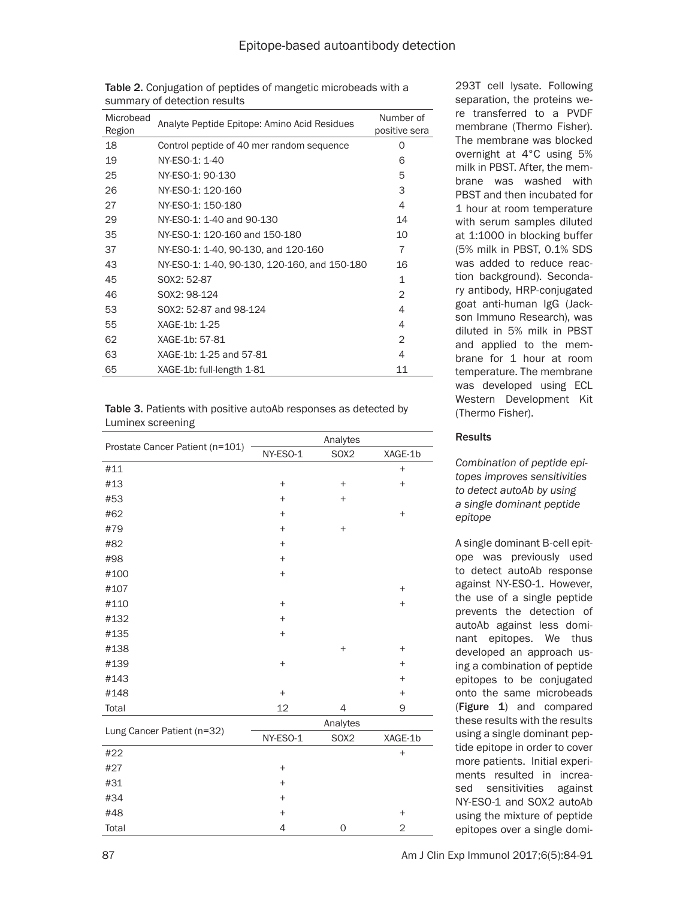Table 2. Conjugation of peptides of mangetic microbeads with a summary of detection results

| Microbead Region | Analyte Peptide Epitope: Amino Acid Residues | Number of positive sera |
|---|---|---|
| 18 | Control peptide of 40 mer random sequence | 0 |
| 19 | NY-ESO-1: 1-40 | 6 |
| 25 | NY-ESO-1: 90-130 | 5 |
| 26 | NY-ESO-1: 120-160 | 3 |
| 27 | NY-ESO-1: 150-180 | 4 |
| 29 | NY-ESO-1: 1-40 and 90-130 | 14 |
| 35 | NY-ESO-1: 120-160 and 150-180 | 10 |
| 37 | NY-ESO-1: 1-40, 90-130, and 120-160 | 7 |
| 43 | NY-ESO-1: 1-40, 90-130, 120-160, and 150-180 | 16 |
| 45 | SOX2: 52-87 | 1 |
| 46 | SOX2: 98-124 | 2 |
| 53 | SOX2: 52-87 and 98-124 | 4 |
| 55 | XAGE-1b: 1-25 | 4 |
| 62 | XAGE-1b: 57-81 | 2 |
| 63 | XAGE-1b: 1-25 and 57-81 | 4 |
| 65 | XAGE-1b: full-length 1-81 | 11 |

Table 3. Patients with positive autoAb responses as detected by Luminex screening

| Prostate Cancer Patient (n=101) | Analytes | | |
|---|---|---|---|
| | NY-ESO-1 | SOX2 | XAGE-1b |
| #11 | | | + |
| #13 | + | + | + |
| #53 | + | + | |
| #62 | + | | + |
| #79 | + | + | |
| #82 | + | | |
| #98 | + | | |
| #100 | + | | |
| #107 | | | + |
| #110 | + | | + |
| #132 | + | | |
| #135 | + | | |
| #138 | | + | + |
| #139 | + | | + |
| #143 | | | + |
| #148 | + | | + |
| Total | 12 | 4 | 9 |

| Lung Cancer Patient (n=32) | Analytes | | |
|---|---|---|---|
| | NY-ESO-1 | SOX2 | XAGE-1b |
| #22 | | | + |
| #27 | + | | |
| #31 | + | | |
| #34 | + | | |
| #48 | + | | + |
| Total | 4 | 0 | 2 |

293T cell lysate. Following separation, the proteins were transferred to a PVDF membrane (Thermo Fisher). The membrane was blocked overnight at 4°C using 5% milk in PBST. After, the membrane was washed with PBST and then incubated for 1 hour at room temperature with serum samples diluted at 1:1000 in blocking buffer (5% milk in PBST, 0.1% SDS was added to reduce reaction background). Secondary antibody, HRP-conjugated goat anti-human IgG (Jackson Immuno Research), was diluted in 5% milk in PBST and applied to the membrane for 1 hour at room temperature. The membrane was developed using ECL Western Development Kit (Thermo Fisher).

## Results

*Combination of peptide epitopes improves sensitivities to detect autoAb by using a single dominant peptide epitope*

A single dominant B-cell epitope was previously used to detect autoAb response against NY-ESO-1. However, the use of a single peptide prevents the detection of autoAb against less dominant epitopes. We thus developed an approach using a combination of peptide epitopes to be conjugated onto the same microbeads (**Figure 1**) and compared these results with the results using a single dominant peptide epitope in order to cover more patients. Initial experiments resulted in increased sensitivities against NY-ESO-1 and SOX2 autoAb using the mixture of peptide epitopes over a single domi-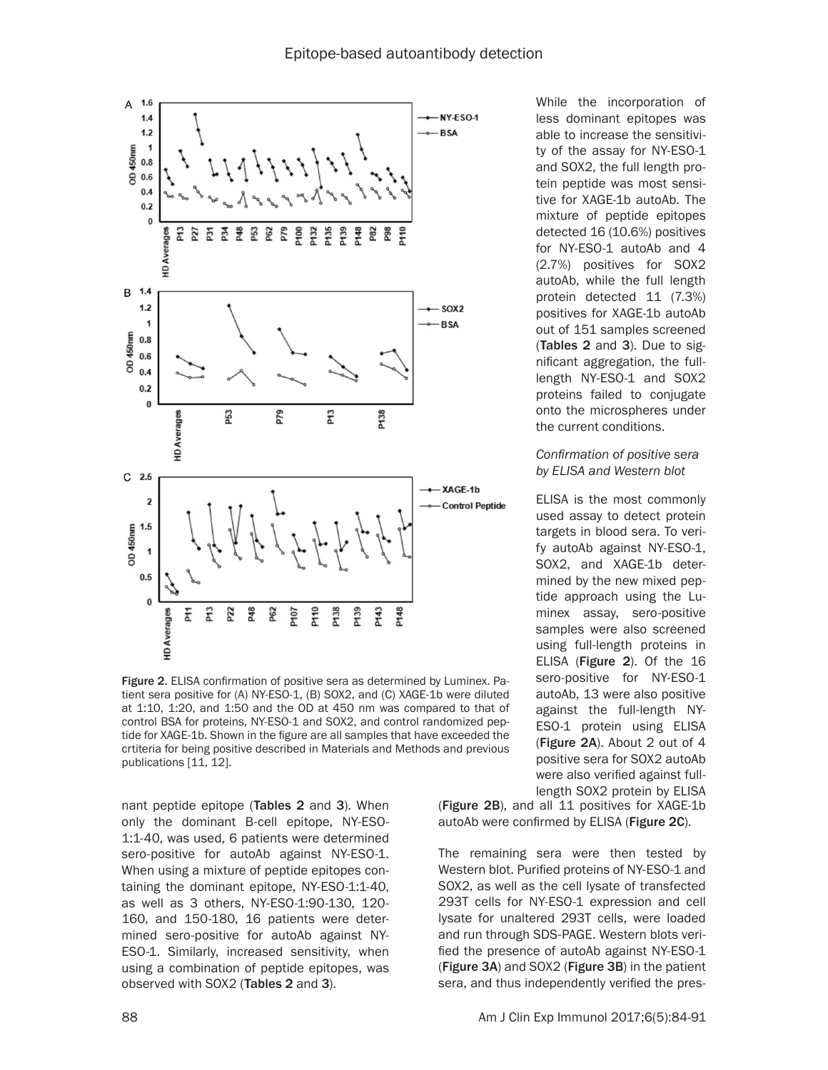Figure 2. ELISA confirmation of positive sera as determined by Luminex. Patient sera positive for (A) NY-ESO-1, (B) SOX2, and (C) XAGE-1b were diluted at 1:10, 1:20, and 1:50 and the OD at 450 nm was compared to that of control BSA for proteins, NY-ESO-1 and SOX2, and control randomized peptide for XAGE-1b. Shown in the figure are all samples that have exceeded the crtiteria for being positive described in Materials and Methods and previous publications [11, 12].

nant peptide epitope (**Tables 2** and **3**). When only the dominant B-cell epitope, NY-ESO-1:1-40, was used, 6 patients were determined sero-positive for autoAb against NY-ESO-1. When using a mixture of peptide epitopes containing the dominant epitope, NY-ESO-1:1-40, as well as 3 others, NY-ESO-1:90-130, 120-160, and 150-180, 16 patients were determined sero-positive for autoAb against NY-ESO-1. Similarly, increased sensitivity, when using a combination of peptide epitopes, was observed with SOX2 (**Tables 2** and **3**).

While the incorporation of less dominant epitopes was able to increase the sensitivity of the assay for NY-ESO-1 and SOX2, the full length protein peptide was most sensitive for XAGE-1b autoAb. The mixture of peptide epitopes detected 16 (10.6%) positives for NY-ESO-1 autoAb and 4 (2.7%) positives for SOX2 autoAb, while the full length protein detected 11 (7.3%) positives for XAGE-1b autoAb out of 151 samples screened (**Tables 2** and **3**). Due to significant aggregation, the full-length NY-ESO-1 and SOX2 proteins failed to conjugate onto the microspheres under the current conditions.

### *Confirmation of positive sera by ELISA and Western blot*

ELISA is the most commonly used assay to detect protein targets in blood sera. To verify autoAb against NY-ESO-1, SOX2, and XAGE-1b determined by the new mixed peptide approach using the Luminex assay, sero-positive samples were also screened using full-length proteins in ELISA (**Figure 2**). Of the 16 sero-positive for NY-ESO-1 autoAb, 13 were also positive against the full-length NY-ESO-1 protein using ELISA (**Figure 2A**). About 2 out of 4 positive sera for SOX2 autoAb were also verified against full-length SOX2 protein by ELISA (**Figure 2B**), and all 11 positives for XAGE-1b autoAb were confirmed by ELISA (**Figure 2C**).

The remaining sera were then tested by Western blot. Purified proteins of NY-ESO-1 and SOX2, as well as the cell lysate of transfected 293T cells for NY-ESO-1 expression and cell lysate for unaltered 293T cells, were loaded and run through SDS-PAGE. Western blots verified the presence of autoAb against NY-ESO-1 (**Figure 3A**) and SOX2 (**Figure 3B**) in the patient sera, and thus independently verified the pres-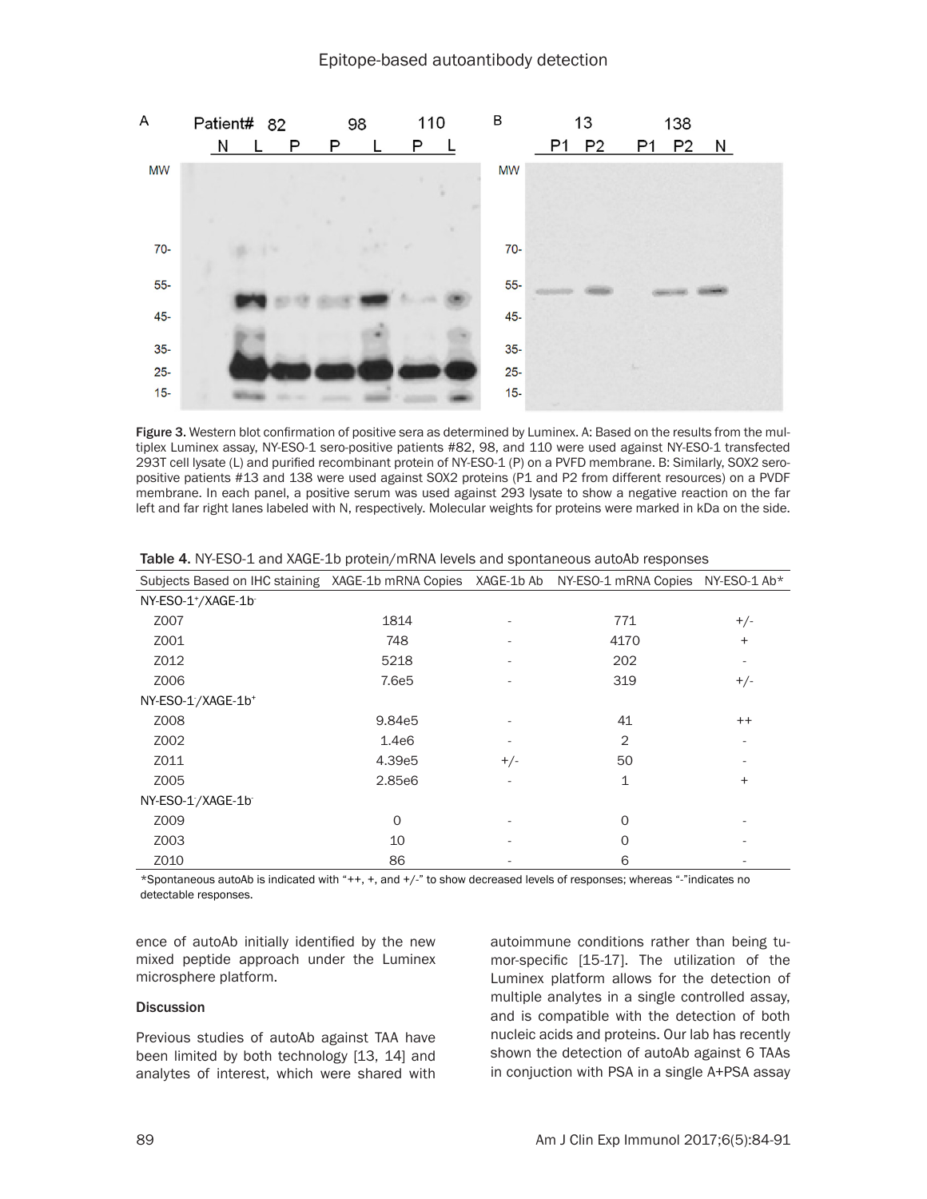Figure 3. Western blot confirmation of positive sera as determined by Luminex. A: Based on the results from the multiplex Luminex assay, NY-ESO-1 sero-positive patients #82, 98, and 110 were used against NY-ESO-1 transfected 293T cell lysate (L) and purified recombinant protein of NY-ESO-1 (P) on a PVFD membrane. B: Similarly, SOX2 sero-positive patients #13 and 138 were used against SOX2 proteins (P1 and P2 from different resources) on a PVDF membrane. In each panel, a positive serum was used against 293 lysate to show a negative reaction on the far left and far right lanes labeled with N, respectively. Molecular weights for proteins were marked in kDa on the side.

Table 4. NY-ESO-1 and XAGE-1b protein/mRNA levels and spontaneous autoAb responses

| Subjects Based on IHC staining | XAGE-1b mRNA Copies | XAGE-1b Ab | NY-ESO-1 mRNA Copies | NY-ESO-1 Ab* |
|---|---|---|---|---|
| NY-ESO-1⁺/XAGE-1b⁻ | | | | |
| Z007 | 1814 | - | 771 | +/- |
| Z001 | 748 | - | 4170 | + |
| Z012 | 5218 | - | 202 | - |
| Z006 | 7.6e5 | - | 319 | +/- |
| NY-ESO-1⁻/XAGE-1b⁺ | | | | |
| Z008 | 9.84e5 | - | 41 | ++ |
| Z002 | 1.4e6 | - | 2 | - |
| Z011 | 4.39e5 | +/- | 50 | - |
| Z005 | 2.85e6 | - | 1 | + |
| NY-ESO-1⁻/XAGE-1b⁻ | | | | |
| Z009 | 0 | - | 0 | - |
| Z003 | 10 | - | 0 | - |
| Z010 | 86 | - | 6 | - |

*Spontaneous autoAb is indicated with "++, +, and +/-" to show decreased levels of responses; whereas "-"indicates no detectable responses.

ence of autoAb initially identified by the new mixed peptide approach under the Luminex microsphere platform.

### Discussion

Previous studies of autoAb against TAA have been limited by both technology [13, 14] and analytes of interest, which were shared with autoimmune conditions rather than being tumor-specific [15-17]. The utilization of the Luminex platform allows for the detection of multiple analytes in a single controlled assay, and is compatible with the detection of both nucleic acids and proteins. Our lab has recently shown the detection of autoAb against 6 TAAs in conjuction with PSA in a single A+PSA assay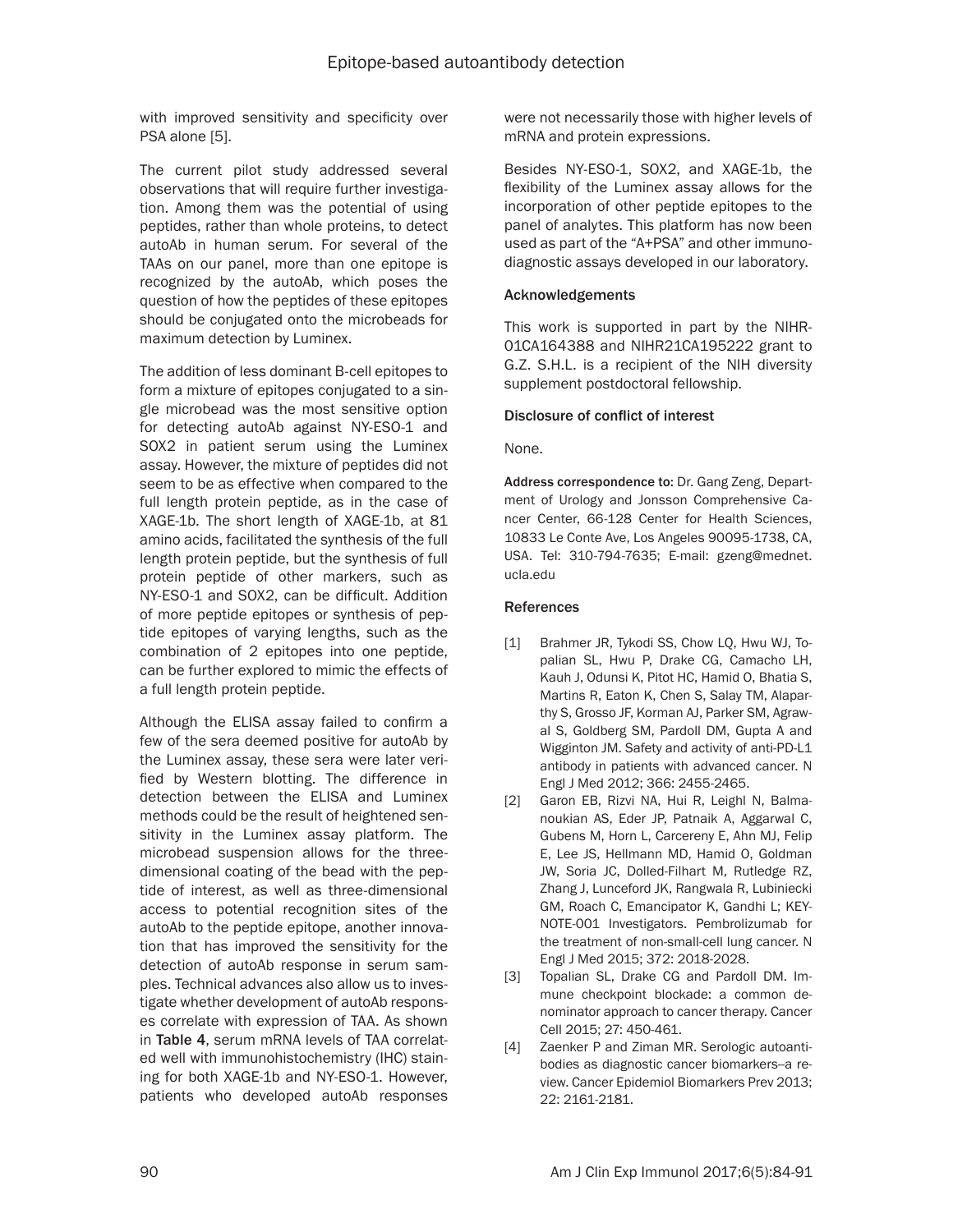with improved sensitivity and specificity over PSA alone [5].

The current pilot study addressed several observations that will require further investigation. Among them was the potential of using peptides, rather than whole proteins, to detect autoAb in human serum. For several of the TAAs on our panel, more than one epitope is recognized by the autoAb, which poses the question of how the peptides of these epitopes should be conjugated onto the microbeads for maximum detection by Luminex.

The addition of less dominant B-cell epitopes to form a mixture of epitopes conjugated to a single microbead was the most sensitive option for detecting autoAb against NY-ESO-1 and SOX2 in patient serum using the Luminex assay. However, the mixture of peptides did not seem to be as effective when compared to the full length protein peptide, as in the case of XAGE-1b. The short length of XAGE-1b, at 81 amino acids, facilitated the synthesis of the full length protein peptide, but the synthesis of full protein peptide of other markers, such as NY-ESO-1 and SOX2, can be difficult. Addition of more peptide epitopes or synthesis of peptide epitopes of varying lengths, such as the combination of 2 epitopes into one peptide, can be further explored to mimic the effects of a full length protein peptide.

Although the ELISA assay failed to confirm a few of the sera deemed positive for autoAb by the Luminex assay, these sera were later verified by Western blotting. The difference in detection between the ELISA and Luminex methods could be the result of heightened sensitivity in the Luminex assay platform. The microbead suspension allows for the three-dimensional coating of the bead with the peptide of interest, as well as three-dimensional access to potential recognition sites of the autoAb to the peptide epitope, another innovation that has improved the sensitivity for the detection of autoAb response in serum samples. Technical advances also allow us to investigate whether development of autoAb responses correlate with expression of TAA. As shown in **Table 4**, serum mRNA levels of TAA correlated well with immunohistochemistry (IHC) staining for both XAGE-1b and NY-ESO-1. However, patients who developed autoAb responses were not necessarily those with higher levels of mRNA and protein expressions.

Besides NY-ESO-1, SOX2, and XAGE-1b, the flexibility of the Luminex assay allows for the incorporation of other peptide epitopes to the panel of analytes. This platform has now been used as part of the "A+PSA" and other immunodiagnostic assays developed in our laboratory.

### Acknowledgements

This work is supported in part by the NIHR01CA164388 and NIHR21CA195222 grant to G.Z. S.H.L. is a recipient of the NIH diversity supplement postdoctoral fellowship.

### Disclosure of conflict of interest

None.

**Address correspondence to:** Dr. Gang Zeng, Department of Urology and Jonsson Comprehensive Cancer Center, 66-128 Center for Health Sciences, 10833 Le Conte Ave, Los Angeles 90095-1738, CA, USA. Tel: 310-794-7635; E-mail: gzeng@mednet.ucla.edu

### References

[1] Brahmer JR, Tykodi SS, Chow LQ, Hwu WJ, Topalian SL, Hwu P, Drake CG, Camacho LH, Kauh J, Odunsi K, Pitot HC, Hamid O, Bhatia S, Martins R, Eaton K, Chen S, Salay TM, Alaparthy S, Grosso JF, Korman AJ, Parker SM, Agrawal S, Goldberg SM, Pardoll DM, Gupta A and Wigginton JM. Safety and activity of anti-PD-L1 antibody in patients with advanced cancer. N Engl J Med 2012; 366: 2455-2465.

[2] Garon EB, Rizvi NA, Hui R, Leighl N, Balmanoukian AS, Eder JP, Patnaik A, Aggarwal C, Gubens M, Horn L, Carcereny E, Ahn MJ, Felip E, Lee JS, Hellmann MD, Hamid O, Goldman JW, Soria JC, Dolled-Filhart M, Rutledge RZ, Zhang J, Lunceford JK, Rangwala R, Lubiniecki GM, Roach C, Emancipator K, Gandhi L; KEYNOTE-001 Investigators. Pembrolizumab for the treatment of non-small-cell lung cancer. N Engl J Med 2015; 372: 2018-2028.

[3] Topalian SL, Drake CG and Pardoll DM. Immune checkpoint blockade: a common denominator approach to cancer therapy. Cancer Cell 2015; 27: 450-461.

[4] Zaenker P and Ziman MR. Serologic autoantibodies as diagnostic cancer biomarkers--a review. Cancer Epidemiol Biomarkers Prev 2013; 22: 2161-2181.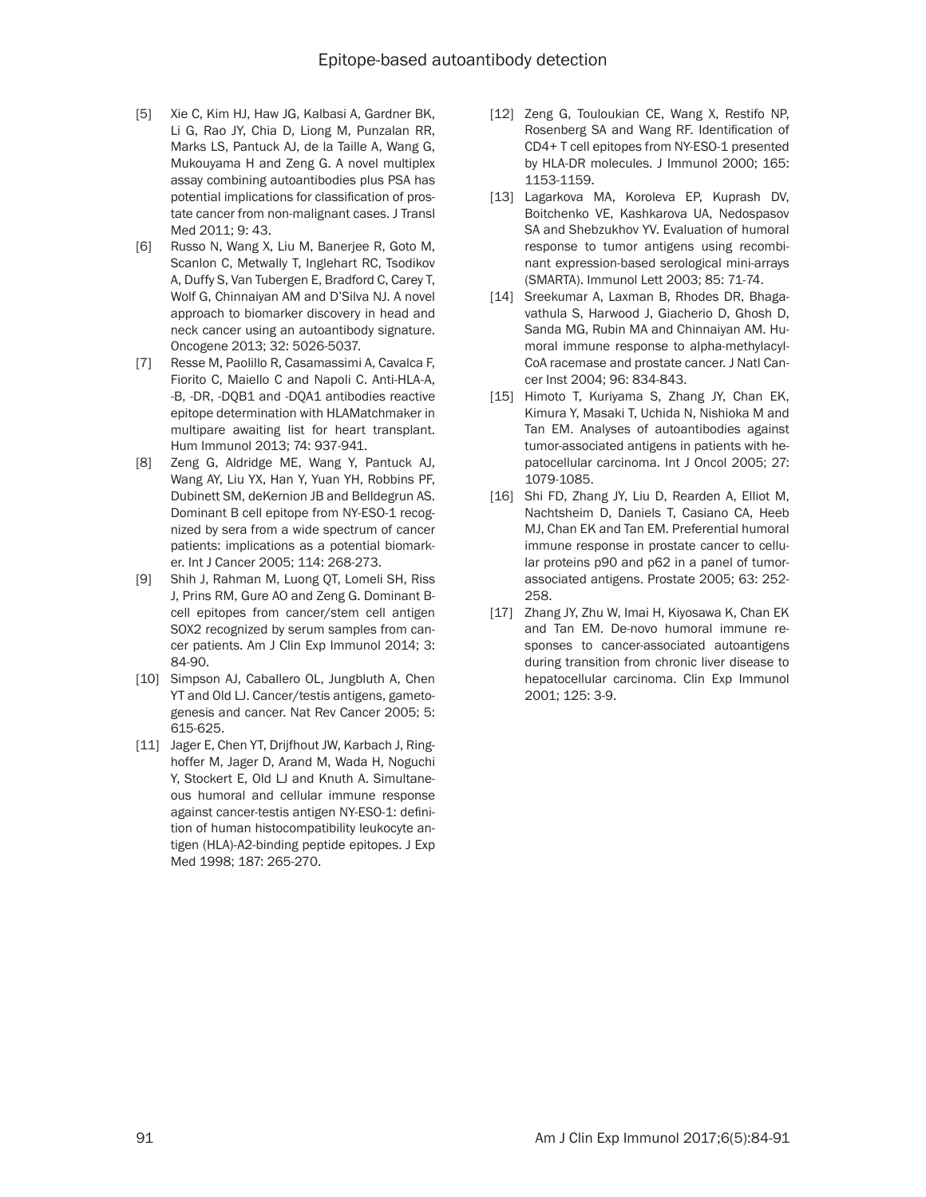[5] Xie C, Kim HJ, Haw JG, Kalbasi A, Gardner BK, Li G, Rao JY, Chia D, Liong M, Punzalan RR, Marks LS, Pantuck AJ, de la Taille A, Wang G, Mukouyama H and Zeng G. A novel multiplex assay combining autoantibodies plus PSA has potential implications for classification of prostate cancer from non-malignant cases. J Transl Med 2011; 9: 43.

[6] Russo N, Wang X, Liu M, Banerjee R, Goto M, Scanlon C, Metwally T, Inglehart RC, Tsodikov A, Duffy S, Van Tubergen E, Bradford C, Carey T, Wolf G, Chinnaiyan AM and D'Silva NJ. A novel approach to biomarker discovery in head and neck cancer using an autoantibody signature. Oncogene 2013; 32: 5026-5037.

[7] Resse M, Paolillo R, Casamassimi A, Cavalca F, Fiorito C, Maiello C and Napoli C. Anti-HLA-A, -B, -DR, -DQB1 and -DQA1 antibodies reactive epitope determination with HLAMatchmaker in multipare awaiting list for heart transplant. Hum Immunol 2013; 74: 937-941.

[8] Zeng G, Aldridge ME, Wang Y, Pantuck AJ, Wang AY, Liu YX, Han Y, Yuan YH, Robbins PF, Dubinett SM, deKernion JB and Belldegrun AS. Dominant B cell epitope from NY-ESO-1 recognized by sera from a wide spectrum of cancer patients: implications as a potential biomarker. Int J Cancer 2005; 114: 268-273.

[9] Shih J, Rahman M, Luong QT, Lomeli SH, Riss J, Prins RM, Gure AO and Zeng G. Dominant B-cell epitopes from cancer/stem cell antigen SOX2 recognized by serum samples from cancer patients. Am J Clin Exp Immunol 2014; 3: 84-90.

[10] Simpson AJ, Caballero OL, Jungbluth A, Chen YT and Old LJ. Cancer/testis antigens, gametogenesis and cancer. Nat Rev Cancer 2005; 5: 615-625.

[11] Jager E, Chen YT, Drijfhout JW, Karbach J, Ringhoffer M, Jager D, Arand M, Wada H, Noguchi Y, Stockert E, Old LJ and Knuth A. Simultaneous humoral and cellular immune response against cancer-testis antigen NY-ESO-1: definition of human histocompatibility leukocyte antigen (HLA)-A2-binding peptide epitopes. J Exp Med 1998; 187: 265-270.

[12] Zeng G, Touloukian CE, Wang X, Restifo NP, Rosenberg SA and Wang RF. Identification of CD4+ T cell epitopes from NY-ESO-1 presented by HLA-DR molecules. J Immunol 2000; 165: 1153-1159.

[13] Lagarkova MA, Koroleva EP, Kuprash DV, Boitchenko VE, Kashkarova UA, Nedospasov SA and Shebzukhov YV. Evaluation of humoral response to tumor antigens using recombinant expression-based serological mini-arrays (SMARTA). Immunol Lett 2003; 85: 71-74.

[14] Sreekumar A, Laxman B, Rhodes DR, Bhagavathula S, Harwood J, Giacherio D, Ghosh D, Sanda MG, Rubin MA and Chinnaiyan AM. Humoral immune response to alpha-methylacyl-CoA racemase and prostate cancer. J Natl Cancer Inst 2004; 96: 834-843.

[15] Himoto T, Kuriyama S, Zhang JY, Chan EK, Kimura Y, Masaki T, Uchida N, Nishioka M and Tan EM. Analyses of autoantibodies against tumor-associated antigens in patients with hepatocellular carcinoma. Int J Oncol 2005; 27: 1079-1085.

[16] Shi FD, Zhang JY, Liu D, Rearden A, Elliot M, Nachtsheim D, Daniels T, Casiano CA, Heeb MJ, Chan EK and Tan EM. Preferential humoral immune response in prostate cancer to cellular proteins p90 and p62 in a panel of tumor-associated antigens. Prostate 2005; 63: 252-258.

[17] Zhang JY, Zhu W, Imai H, Kiyosawa K, Chan EK and Tan EM. De-novo humoral immune responses to cancer-associated autoantigens during transition from chronic liver disease to hepatocellular carcinoma. Clin Exp Immunol 2001; 125: 3-9.